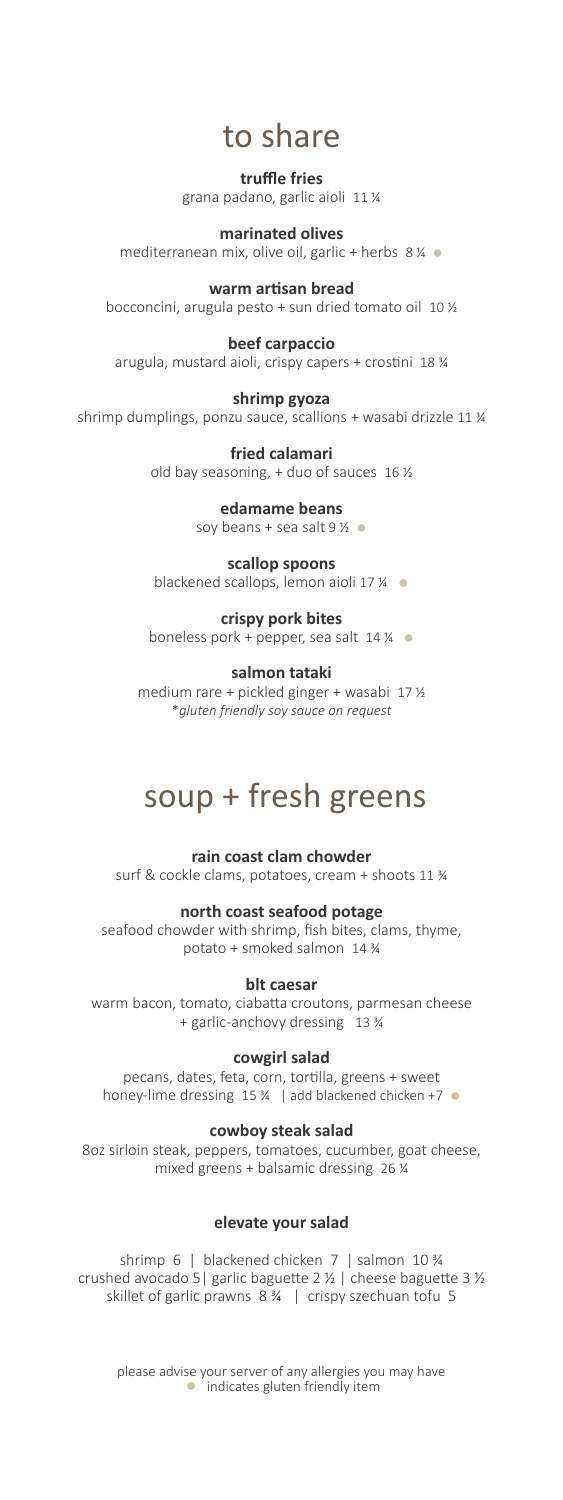# to share

**truffle fries**
grana padano, garlic aioli 11 ¼

**marinated olives**
mediterranean mix, olive oil, garlic + herbs 8 ¼ ●

**warm artisan bread**
bocconcini, arugula pesto + sun dried tomato oil 10 ½

**beef carpaccio**
arugula, mustard aioli, crispy capers + crostini 18 ¾

**shrimp gyoza**
shrimp dumplings, ponzu sauce, scallions + wasabi drizzle 11 ¾

**fried calamari**
old bay seasoning, + duo of sauces 16 ½

**edamame beans**
soy beans + sea salt 9 ½ ●

**scallop spoons**
blackened scallops, lemon aioli 17 ¼ ●

**crispy pork bites**
boneless pork + pepper, sea salt 14 ¼ ●

**salmon tataki**
medium rare + pickled ginger + wasabi 17 ½
*\*gluten friendly soy sauce on request*

# soup + fresh greens

**rain coast clam chowder**
surf & cockle clams, potatoes, cream + shoots 11 ¾

**north coast seafood potage**
seafood chowder with shrimp, fish bites, clams, thyme, potato + smoked salmon 14 ¾

**blt caesar**
warm bacon, tomato, ciabatta croutons, parmesan cheese + garlic-anchovy dressing 13 ¾

**cowgirl salad**
pecans, dates, feta, corn, tortilla, greens + sweet honey-lime dressing 15 ¾ | add blackened chicken +7 ●

**cowboy steak salad**
8oz sirloin steak, peppers, tomatoes, cucumber, goat cheese, mixed greens + balsamic dressing 26 ¼

**elevate your salad**

shrimp 6 | blackened chicken 7 | salmon 10 ¾
crushed avocado 5 | garlic baguette 2 ½ | cheese baguette 3 ½
skillet of garlic prawns 8 ¾ | crispy szechuan tofu 5

please advise your server of any allergies you may have
● indicates gluten friendly item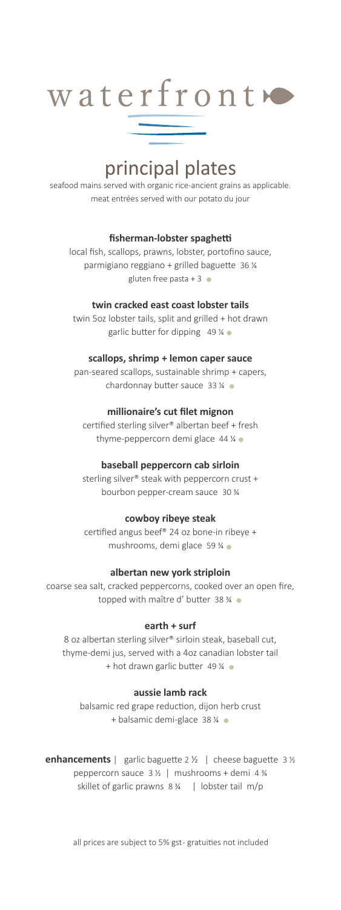# waterfront

## principal plates

seafood mains served with organic rice-ancient grains as applicable.
meat entrées served with our potato du jour

### fisherman-lobster spaghetti

local fish, scallops, prawns, lobster, portofino sauce, parmigiano reggiano + grilled baguette 36 ¼
gluten free pasta + 3

### twin cracked east coast lobster tails

twin 5oz lobster tails, split and grilled + hot drawn garlic butter for dipping 49 ¼

### scallops, shrimp + lemon caper sauce

pan-seared scallops, sustainable shrimp + capers, chardonnay butter sauce 33 ¼

### millionaire's cut filet mignon

certified sterling silver® albertan beef + fresh thyme-peppercorn demi glace 44 ¼

### baseball peppercorn cab sirloin

sterling silver® steak with peppercorn crust + bourbon pepper-cream sauce 30 ¾

### cowboy ribeye steak

certified angus beef® 24 oz bone-in ribeye + mushrooms, demi glace 59 ¾

### albertan new york striploin

coarse sea salt, cracked peppercorns, cooked over an open fire, topped with maître d' butter 38 ¾

### earth + surf

8 oz albertan sterling silver® sirloin steak, baseball cut, thyme-demi jus, served with a 4oz canadian lobster tail + hot drawn garlic butter 49 ¼

### aussie lamb rack

balsamic red grape reduction, dijon herb crust + balsamic demi-glace 38 ¼

**enhancements** | garlic baguette 2 ½ | cheese baguette 3 ½
peppercorn sauce 3 ½ | mushrooms + demi 4 ¾
skillet of garlic prawns 8 ¾ | lobster tail m/p

all prices are subject to 5% gst- gratuities not included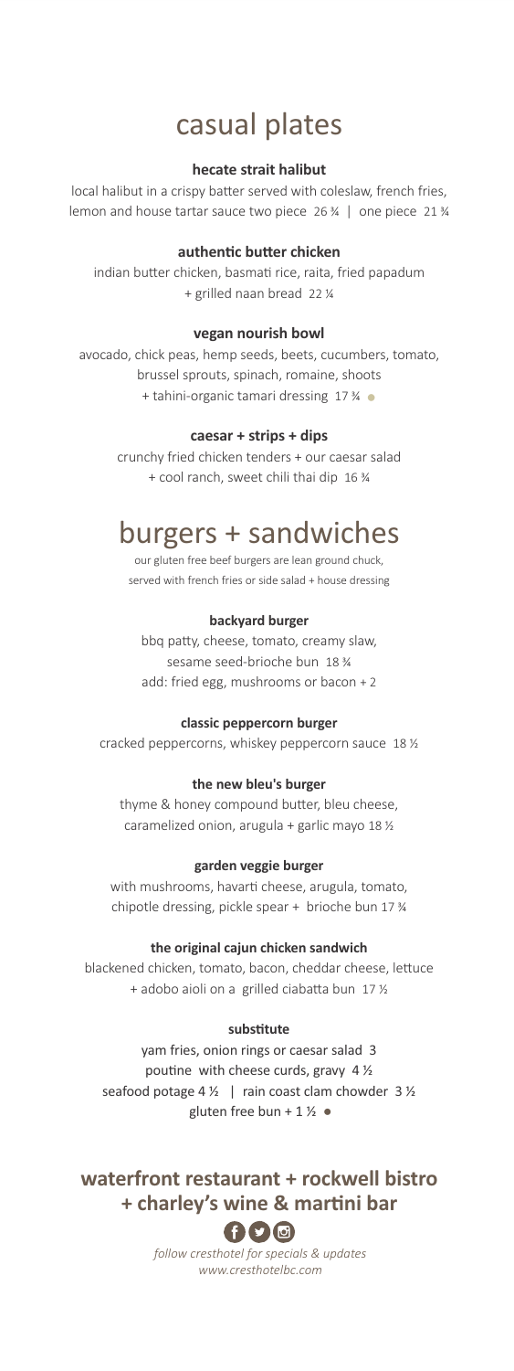# casual plates

### hecate strait halibut

local halibut in a crispy batter served with coleslaw, french fries, lemon and house tartar sauce two piece 26 ¾ | one piece 21 ¾

### authentic butter chicken

indian butter chicken, basmati rice, raita, fried papadum + grilled naan bread 22 ¼

### vegan nourish bowl

avocado, chick peas, hemp seeds, beets, cucumbers, tomato, brussel sprouts, spinach, romaine, shoots + tahini-organic tamari dressing 17 ¾ ●

### caesar + strips + dips

crunchy fried chicken tenders + our caesar salad + cool ranch, sweet chili thai dip 16 ¾

# burgers + sandwiches

our gluten free beef burgers are lean ground chuck, served with french fries or side salad + house dressing

### backyard burger

bbq patty, cheese, tomato, creamy slaw, sesame seed-brioche bun 18 ¾
add: fried egg, mushrooms or bacon + 2

### classic peppercorn burger

cracked peppercorns, whiskey peppercorn sauce 18 ½

### the new bleu's burger

thyme & honey compound butter, bleu cheese, caramelized onion, arugula + garlic mayo 18 ½

### garden veggie burger

with mushrooms, havarti cheese, arugula, tomato, chipotle dressing, pickle spear + brioche bun 17 ¾

### the original cajun chicken sandwich

blackened chicken, tomato, bacon, cheddar cheese, lettuce + adobo aioli on a grilled ciabatta bun 17 ½

### substitute

yam fries, onion rings or caesar salad 3
poutine with cheese curds, gravy 4 ½
seafood potage 4 ½ | rain coast clam chowder 3 ½
gluten free bun + 1 ½ ●

## waterfront restaurant + rockwell bistro + charley's wine & martini bar

*follow cresthotel for specials & updates*
*www.cresthotelbc.com*